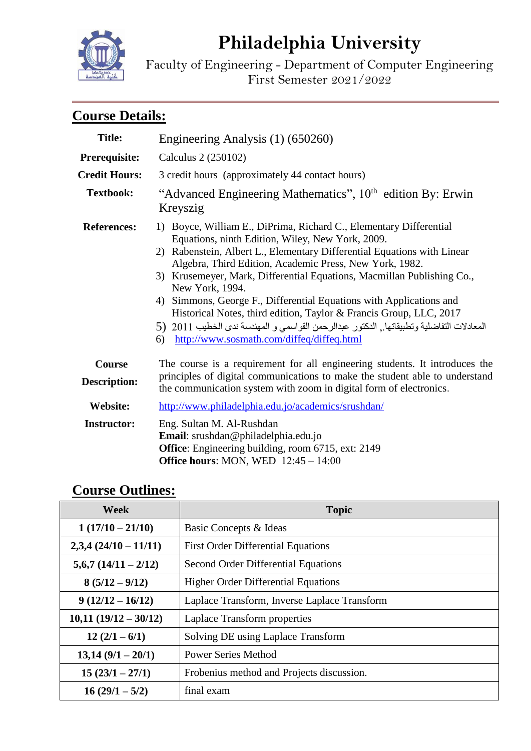# Philadelphia University

Faculty of Engineering - Department of Computer Engineering
First Semester 2021/2022

## Course Details:

| | |
|---|---|
| **Title:** | Engineering Analysis (1) (650260) |
| **Prerequisite:** | Calculus 2 (250102) |
| **Credit Hours:** | 3 credit hours (approximately 44 contact hours) |
| **Textbook:** | "Advanced Engineering Mathematics", 10th edition By: Erwin Kreyszig |
| **References:** | 1) Boyce, William E., DiPrima, Richard C., Elementary Differential Equations, ninth Edition, Wiley, New York, 2009. 2) Rabenstein, Albert L., Elementary Differential Equations with Linear Algebra, Third Edition, Academic Press, New York, 1982. 3) Krusemeyer, Mark, Differential Equations, Macmillan Publishing Co., New York, 1994. 4) Simmons, George F., Differential Equations with Applications and Historical Notes, third edition, Taylor & Francis Group, LLC, 2017 5) المعادلات التفاضلية وتطبيقاتها,, الدكتور عبدالرحمن القواسمي و المهندسة ندى الخطيب 2011 6) http://www.sosmath.com/diffeq/diffeq.html |
| **Course Description:** | The course is a requirement for all engineering students. It introduces the principles of digital communications to make the student able to understand the communication system with zoom in digital form of electronics. |
| **Website:** | http://www.philadelphia.edu.jo/academics/srushdan/ |
| **Instructor:** | Eng. Sultan M. Al-Rushdan **Email**: srushdan@philadelphia.edu.jo **Office**: Engineering building, room 6715, ext: 2149 **Office hours**: MON, WED 12:45 – 14:00 |

## Course Outlines:

| Week | Topic |
|---|---|
| **1 (17/10 – 21/10)** | Basic Concepts & Ideas |
| **2,3,4 (24/10 – 11/11)** | First Order Differential Equations |
| **5,6,7 (14/11 – 2/12)** | Second Order Differential Equations |
| **8 (5/12 – 9/12)** | Higher Order Differential Equations |
| **9 (12/12 – 16/12)** | Laplace Transform, Inverse Laplace Transform |
| **10,11 (19/12 – 30/12)** | Laplace Transform properties |
| **12 (2/1 – 6/1)** | Solving DE using Laplace Transform |
| **13,14 (9/1 – 20/1)** | Power Series Method |
| **15 (23/1 – 27/1)** | Frobenius method and Projects discussion. |
| **16 (29/1 – 5/2)** | final exam |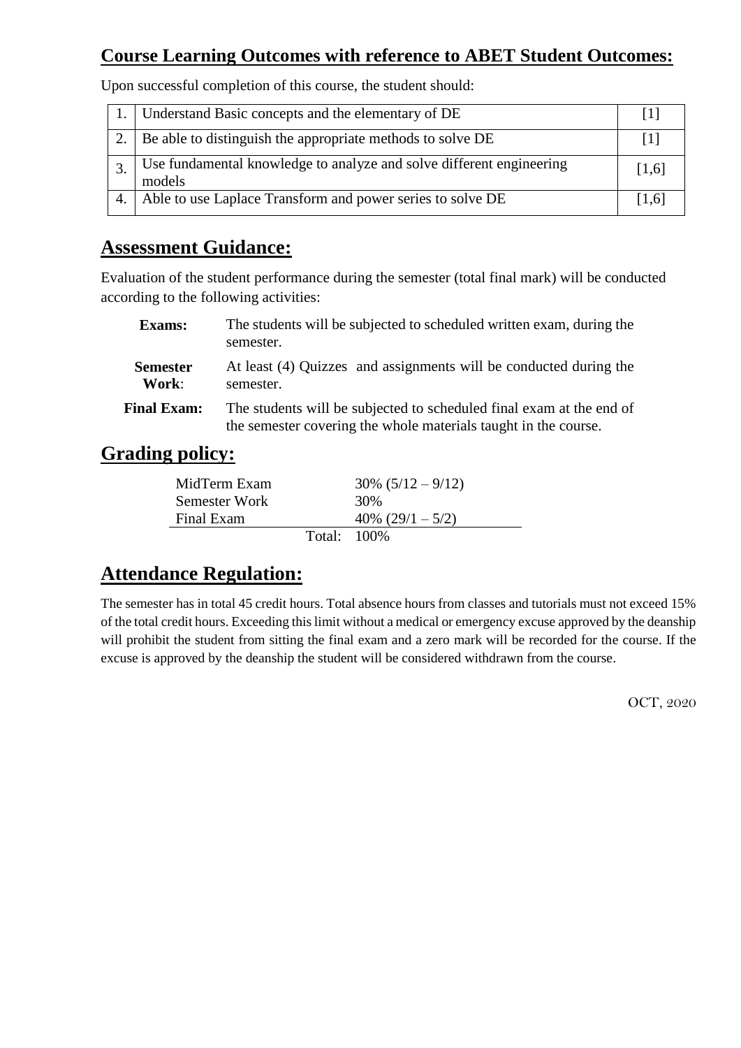## Course Learning Outcomes with reference to ABET Student Outcomes:

Upon successful completion of this course, the student should:

| | | |
|---|---|---|
| 1. | Understand Basic concepts and the elementary of DE | [1] |
| 2. | Be able to distinguish the appropriate methods to solve DE | [1] |
| 3. | Use fundamental knowledge to analyze and solve different engineering models | [1,6] |
| 4. | Able to use Laplace Transform and power series to solve DE | [1,6] |

## Assessment Guidance:

Evaluation of the student performance during the semester (total final mark) will be conducted according to the following activities:

| | |
|---|---|
| **Exams:** | The students will be subjected to scheduled written exam, during the semester. |
| **Semester Work**: | At least (4) Quizzes and assignments will be conducted during the semester. |
| **Final Exam:** | The students will be subjected to scheduled final exam at the end of the semester covering the whole materials taught in the course. |

## Grading policy:

| | |
|---|---|
| MidTerm Exam | 30% (5/12 – 9/12) |
| Semester Work | 30% |
| Final Exam | 40% (29/1 – 5/2) |
| Total: | 100% |

## Attendance Regulation:

The semester has in total 45 credit hours. Total absence hours from classes and tutorials must not exceed 15% of the total credit hours. Exceeding this limit without a medical or emergency excuse approved by the deanship will prohibit the student from sitting the final exam and a zero mark will be recorded for the course. If the excuse is approved by the deanship the student will be considered withdrawn from the course.

OCT, 2020